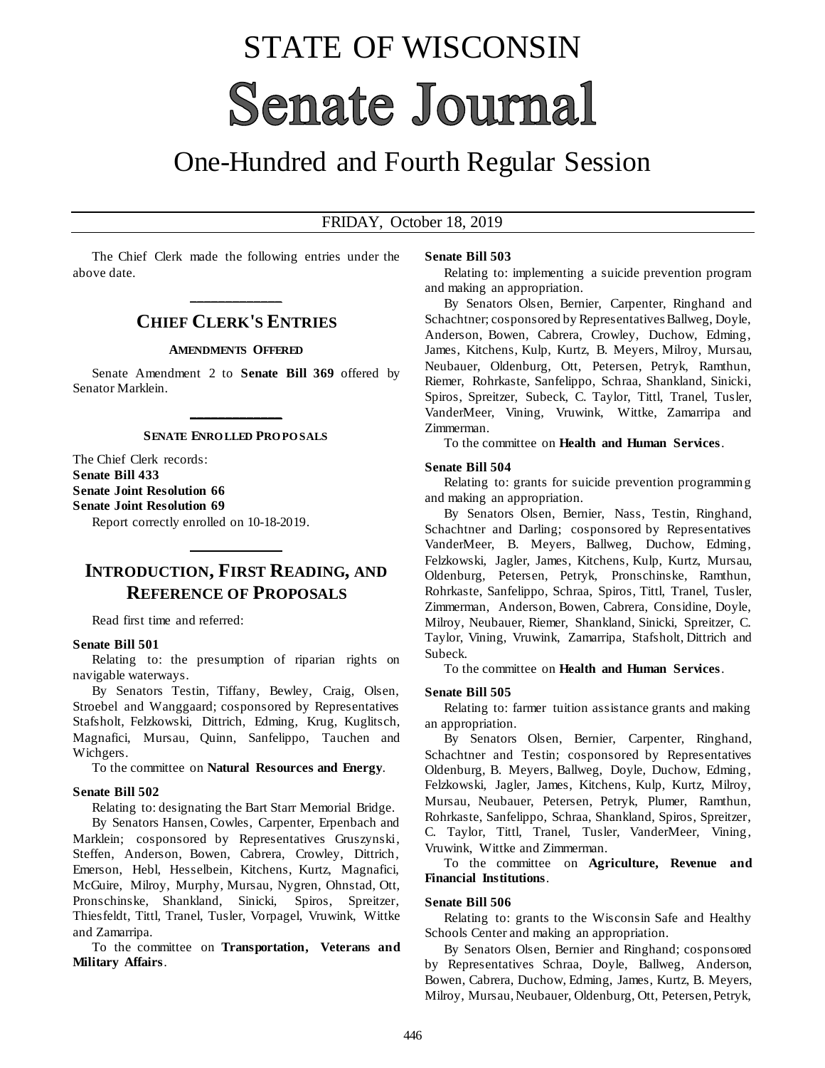# STATE OF WISCONSIN

# Senate Journal

## One-Hundred and Fourth Regular Session

FRIDAY, October 18, 2019

The Chief Clerk made the following entries under the above date.

## CHIEF CLERK'S ENTRIES

### AMENDMENTS OFFERED

Senate Amendment 2 to **Senate Bill 369** offered by Senator Marklein.

### SENATE ENROLLED PROPOSALS

The Chief Clerk records:
**Senate Bill 433**
**Senate Joint Resolution 66**
**Senate Joint Resolution 69**

Report correctly enrolled on 10-18-2019.

## INTRODUCTION, FIRST READING, AND REFERENCE OF PROPOSALS

Read first time and referred:

**Senate Bill 501**

Relating to: the presumption of riparian rights on navigable waterways.

By Senators Testin, Tiffany, Bewley, Craig, Olsen, Stroebel and Wanggaard; cosponsored by Representatives Stafsholt, Felzkowski, Dittrich, Edming, Krug, Kuglitsch, Magnafici, Mursau, Quinn, Sanfelippo, Tauchen and Wichgers.

To the committee on **Natural Resources and Energy**.

**Senate Bill 502**

Relating to: designating the Bart Starr Memorial Bridge.

By Senators Hansen, Cowles, Carpenter, Erpenbach and Marklein; cosponsored by Representatives Gruszynski, Steffen, Anderson, Bowen, Cabrera, Crowley, Dittrich, Emerson, Hebl, Hesselbein, Kitchens, Kurtz, Magnafici, McGuire, Milroy, Murphy, Mursau, Nygren, Ohnstad, Ott, Pronschinske, Shankland, Sinicki, Spiros, Spreitzer, Thiesfeldt, Tittl, Tranel, Tusler, Vorpagel, Vruwink, Wittke and Zamarripa.

To the committee on **Transportation, Veterans and Military Affairs**.

**Senate Bill 503**

Relating to: implementing a suicide prevention program and making an appropriation.

By Senators Olsen, Bernier, Carpenter, Ringhand and Schachtner; cosponsored by Representatives Ballweg, Doyle, Anderson, Bowen, Cabrera, Crowley, Duchow, Edming, James, Kitchens, Kulp, Kurtz, B. Meyers, Milroy, Mursau, Neubauer, Oldenburg, Ott, Petersen, Petryk, Ramthun, Riemer, Rohrkaste, Sanfelippo, Schraa, Shankland, Sinicki, Spiros, Spreitzer, Subeck, C. Taylor, Tittl, Tranel, Tusler, VanderMeer, Vining, Vruwink, Wittke, Zamarripa and Zimmerman.

To the committee on **Health and Human Services**.

**Senate Bill 504**

Relating to: grants for suicide prevention programming and making an appropriation.

By Senators Olsen, Bernier, Nass, Testin, Ringhand, Schachtner and Darling; cosponsored by Representatives VanderMeer, B. Meyers, Ballweg, Duchow, Edming, Felzkowski, Jagler, James, Kitchens, Kulp, Kurtz, Mursau, Oldenburg, Petersen, Petryk, Pronschinske, Ramthun, Rohrkaste, Sanfelippo, Schraa, Spiros, Tittl, Tranel, Tusler, Zimmerman, Anderson, Bowen, Cabrera, Considine, Doyle, Milroy, Neubauer, Riemer, Shankland, Sinicki, Spreitzer, C. Taylor, Vining, Vruwink, Zamarripa, Stafsholt, Dittrich and Subeck.

To the committee on **Health and Human Services**.

**Senate Bill 505**

Relating to: farmer tuition assistance grants and making an appropriation.

By Senators Olsen, Bernier, Carpenter, Ringhand, Schachtner and Testin; cosponsored by Representatives Oldenburg, B. Meyers, Ballweg, Doyle, Duchow, Edming, Felzkowski, Jagler, James, Kitchens, Kulp, Kurtz, Milroy, Mursau, Neubauer, Petersen, Petryk, Plumer, Ramthun, Rohrkaste, Sanfelippo, Schraa, Shankland, Spiros, Spreitzer, C. Taylor, Tittl, Tranel, Tusler, VanderMeer, Vining, Vruwink, Wittke and Zimmerman.

To the committee on **Agriculture, Revenue and Financial Institutions**.

**Senate Bill 506**

Relating to: grants to the Wisconsin Safe and Healthy Schools Center and making an appropriation.

By Senators Olsen, Bernier and Ringhand; cosponsored by Representatives Schraa, Doyle, Ballweg, Anderson, Bowen, Cabrera, Duchow, Edming, James, Kurtz, B. Meyers, Milroy, Mursau, Neubauer, Oldenburg, Ott, Petersen, Petryk,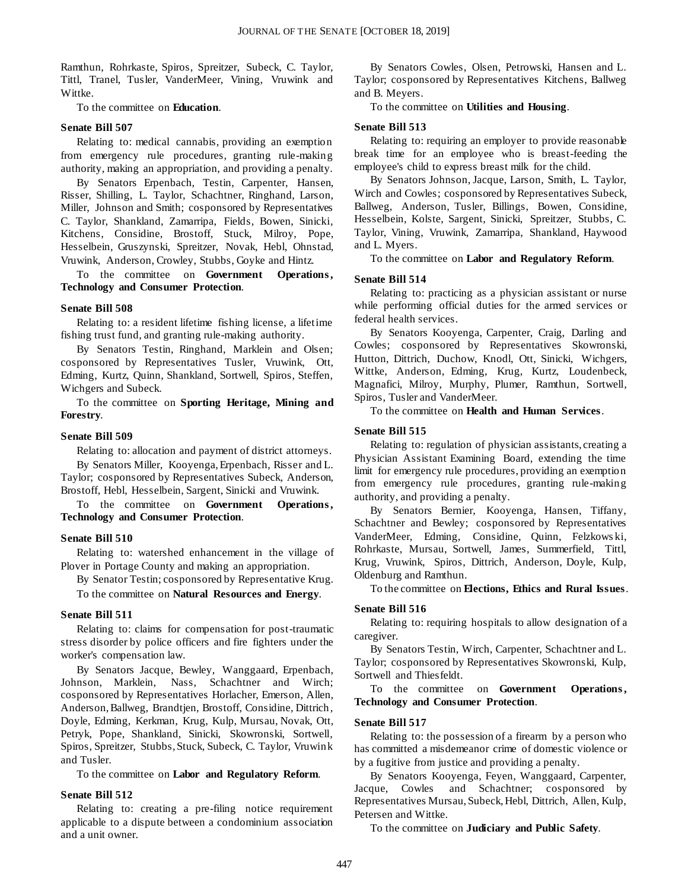Ramthun, Rohrkaste, Spiros, Spreitzer, Subeck, C. Taylor, Tittl, Tranel, Tusler, VanderMeer, Vining, Vruwink and Wittke.

To the committee on **Education**.

**Senate Bill 507**

Relating to: medical cannabis, providing an exemption from emergency rule procedures, granting rule-making authority, making an appropriation, and providing a penalty.

By Senators Erpenbach, Testin, Carpenter, Hansen, Risser, Shilling, L. Taylor, Schachtner, Ringhand, Larson, Miller, Johnson and Smith; cosponsored by Representatives C. Taylor, Shankland, Zamarripa, Fields, Bowen, Sinicki, Kitchens, Considine, Brostoff, Stuck, Milroy, Pope, Hesselbein, Gruszynski, Spreitzer, Novak, Hebl, Ohnstad, Vruwink, Anderson, Crowley, Stubbs, Goyke and Hintz.

To the committee on **Government Operations, Technology and Consumer Protection**.

**Senate Bill 508**

Relating to: a resident lifetime fishing license, a lifetime fishing trust fund, and granting rule-making authority.

By Senators Testin, Ringhand, Marklein and Olsen; cosponsored by Representatives Tusler, Vruwink, Ott, Edming, Kurtz, Quinn, Shankland, Sortwell, Spiros, Steffen, Wichgers and Subeck.

To the committee on **Sporting Heritage, Mining and Forestry**.

**Senate Bill 509**

Relating to: allocation and payment of district attorneys.

By Senators Miller, Kooyenga, Erpenbach, Risser and L. Taylor; cosponsored by Representatives Subeck, Anderson, Brostoff, Hebl, Hesselbein, Sargent, Sinicki and Vruwink.

To the committee on **Government Operations, Technology and Consumer Protection**.

**Senate Bill 510**

Relating to: watershed enhancement in the village of Plover in Portage County and making an appropriation.

By Senator Testin; cosponsored by Representative Krug.

To the committee on **Natural Resources and Energy**.

**Senate Bill 511**

Relating to: claims for compensation for post-traumatic stress disorder by police officers and fire fighters under the worker's compensation law.

By Senators Jacque, Bewley, Wanggaard, Erpenbach, Johnson, Marklein, Nass, Schachtner and Wirch; cosponsored by Representatives Horlacher, Emerson, Allen, Anderson, Ballweg, Brandtjen, Brostoff, Considine, Dittrich, Doyle, Edming, Kerkman, Krug, Kulp, Mursau, Novak, Ott, Petryk, Pope, Shankland, Sinicki, Skowronski, Sortwell, Spiros, Spreitzer, Stubbs, Stuck, Subeck, C. Taylor, Vruwink and Tusler.

To the committee on **Labor and Regulatory Reform**.

**Senate Bill 512**

Relating to: creating a pre-filing notice requirement applicable to a dispute between a condominium association and a unit owner.

By Senators Cowles, Olsen, Petrowski, Hansen and L. Taylor; cosponsored by Representatives Kitchens, Ballweg and B. Meyers.

To the committee on **Utilities and Housing**.

**Senate Bill 513**

Relating to: requiring an employer to provide reasonable break time for an employee who is breast-feeding the employee's child to express breast milk for the child.

By Senators Johnson, Jacque, Larson, Smith, L. Taylor, Wirch and Cowles; cosponsored by Representatives Subeck, Ballweg, Anderson, Tusler, Billings, Bowen, Considine, Hesselbein, Kolste, Sargent, Sinicki, Spreitzer, Stubbs, C. Taylor, Vining, Vruwink, Zamarripa, Shankland, Haywood and L. Myers.

To the committee on **Labor and Regulatory Reform**.

**Senate Bill 514**

Relating to: practicing as a physician assistant or nurse while performing official duties for the armed services or federal health services.

By Senators Kooyenga, Carpenter, Craig, Darling and Cowles; cosponsored by Representatives Skowronski, Hutton, Dittrich, Duchow, Knodl, Ott, Sinicki, Wichgers, Wittke, Anderson, Edming, Krug, Kurtz, Loudenbeck, Magnafici, Milroy, Murphy, Plumer, Ramthun, Sortwell, Spiros, Tusler and VanderMeer.

To the committee on **Health and Human Services**.

**Senate Bill 515**

Relating to: regulation of physician assistants, creating a Physician Assistant Examining Board, extending the time limit for emergency rule procedures, providing an exemption from emergency rule procedures, granting rule-making authority, and providing a penalty.

By Senators Bernier, Kooyenga, Hansen, Tiffany, Schachtner and Bewley; cosponsored by Representatives VanderMeer, Edming, Considine, Quinn, Felzkowski, Rohrkaste, Mursau, Sortwell, James, Summerfield, Tittl, Krug, Vruwink, Spiros, Dittrich, Anderson, Doyle, Kulp, Oldenburg and Ramthun.

To the committee on **Elections, Ethics and Rural Issues**.

**Senate Bill 516**

Relating to: requiring hospitals to allow designation of a caregiver.

By Senators Testin, Wirch, Carpenter, Schachtner and L. Taylor; cosponsored by Representatives Skowronski, Kulp, Sortwell and Thiesfeldt.

To the committee on **Government Operations, Technology and Consumer Protection**.

**Senate Bill 517**

Relating to: the possession of a firearm by a person who has committed a misdemeanor crime of domestic violence or by a fugitive from justice and providing a penalty.

By Senators Kooyenga, Feyen, Wanggaard, Carpenter, Jacque, Cowles and Schachtner; cosponsored by Representatives Mursau, Subeck, Hebl, Dittrich, Allen, Kulp, Petersen and Wittke.

To the committee on **Judiciary and Public Safety**.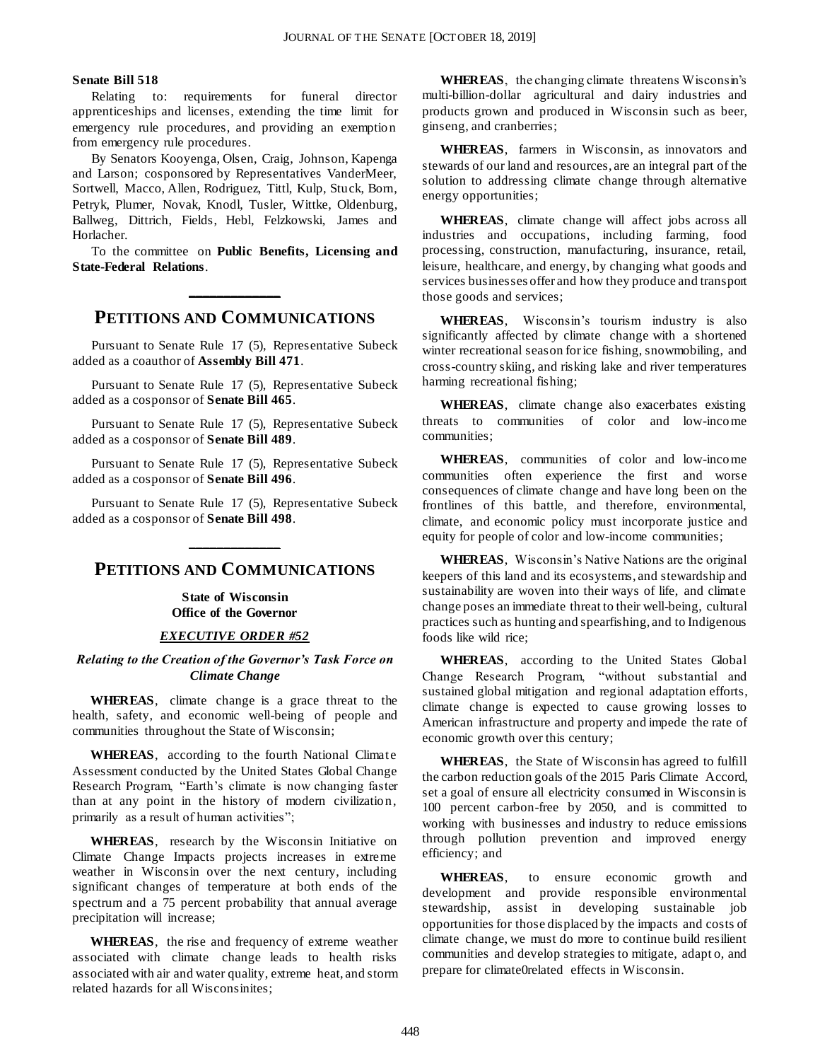**Senate Bill 518**

Relating to: requirements for funeral director apprenticeships and licenses, extending the time limit for emergency rule procedures, and providing an exemption from emergency rule procedures.

By Senators Kooyenga, Olsen, Craig, Johnson, Kapenga and Larson; cosponsored by Representatives VanderMeer, Sortwell, Macco, Allen, Rodriguez, Tittl, Kulp, Stuck, Born, Petryk, Plumer, Novak, Knodl, Tusler, Wittke, Oldenburg, Ballweg, Dittrich, Fields, Hebl, Felzkowski, James and Horlacher.

To the committee on **Public Benefits, Licensing and State-Federal Relations**.

## PETITIONS AND COMMUNICATIONS

Pursuant to Senate Rule 17 (5), Representative Subeck added as a coauthor of **Assembly Bill 471**.

Pursuant to Senate Rule 17 (5), Representative Subeck added as a cosponsor of **Senate Bill 465**.

Pursuant to Senate Rule 17 (5), Representative Subeck added as a cosponsor of **Senate Bill 489**.

Pursuant to Senate Rule 17 (5), Representative Subeck added as a cosponsor of **Senate Bill 496**.

Pursuant to Senate Rule 17 (5), Representative Subeck added as a cosponsor of **Senate Bill 498**.

## PETITIONS AND COMMUNICATIONS

**State of Wisconsin**
**Office of the Governor**

***EXECUTIVE ORDER #52***

***Relating to the Creation of the Governor's Task Force on Climate Change***

**WHEREAS**, climate change is a grace threat to the health, safety, and economic well-being of people and communities throughout the State of Wisconsin;

**WHEREAS**, according to the fourth National Climate Assessment conducted by the United States Global Change Research Program, "Earth's climate is now changing faster than at any point in the history of modern civilization, primarily as a result of human activities";

**WHEREAS**, research by the Wisconsin Initiative on Climate Change Impacts projects increases in extreme weather in Wisconsin over the next century, including significant changes of temperature at both ends of the spectrum and a 75 percent probability that annual average precipitation will increase;

**WHEREAS**, the rise and frequency of extreme weather associated with climate change leads to health risks associated with air and water quality, extreme heat, and storm related hazards for all Wisconsinites;

**WHEREAS**, the changing climate threatens Wisconsin's multi-billion-dollar agricultural and dairy industries and products grown and produced in Wisconsin such as beer, ginseng, and cranberries;

**WHEREAS**, farmers in Wisconsin, as innovators and stewards of our land and resources, are an integral part of the solution to addressing climate change through alternative energy opportunities;

**WHEREAS**, climate change will affect jobs across all industries and occupations, including farming, food processing, construction, manufacturing, insurance, retail, leisure, healthcare, and energy, by changing what goods and services businesses offer and how they produce and transport those goods and services;

**WHEREAS**, Wisconsin's tourism industry is also significantly affected by climate change with a shortened winter recreational season for ice fishing, snowmobiling, and cross-country skiing, and risking lake and river temperatures harming recreational fishing;

**WHEREAS**, climate change also exacerbates existing threats to communities of color and low-income communities;

**WHEREAS**, communities of color and low-income communities often experience the first and worse consequences of climate change and have long been on the frontlines of this battle, and therefore, environmental, climate, and economic policy must incorporate justice and equity for people of color and low-income communities;

**WHEREAS**, Wisconsin's Native Nations are the original keepers of this land and its ecosystems, and stewardship and sustainability are woven into their ways of life, and climate change poses an immediate threat to their well-being, cultural practices such as hunting and spearfishing, and to Indigenous foods like wild rice;

**WHEREAS**, according to the United States Global Change Research Program, "without substantial and sustained global mitigation and regional adaptation efforts, climate change is expected to cause growing losses to American infrastructure and property and impede the rate of economic growth over this century;

**WHEREAS**, the State of Wisconsin has agreed to fulfill the carbon reduction goals of the 2015 Paris Climate Accord, set a goal of ensure all electricity consumed in Wisconsin is 100 percent carbon-free by 2050, and is committed to working with businesses and industry to reduce emissions through pollution prevention and improved energy efficiency; and

**WHEREAS**, to ensure economic growth and development and provide responsible environmental stewardship, assist in developing sustainable job opportunities for those displaced by the impacts and costs of climate change, we must do more to continue build resilient communities and develop strategies to mitigate, adapt o, and prepare for climate0related effects in Wisconsin.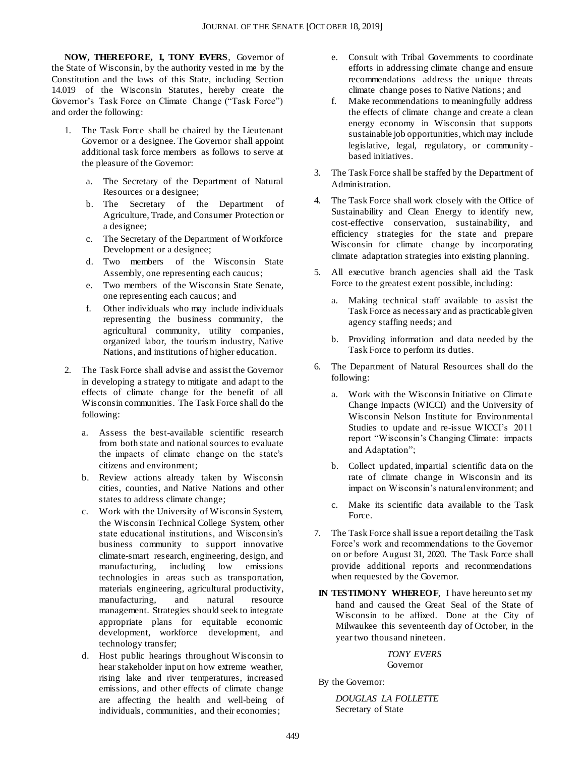**NOW, THEREFORE, I, TONY EVERS**, Governor of the State of Wisconsin, by the authority vested in me by the Constitution and the laws of this State, including Section 14.019 of the Wisconsin Statutes, hereby create the Governor's Task Force on Climate Change ("Task Force") and order the following:

1. The Task Force shall be chaired by the Lieutenant Governor or a designee. The Governor shall appoint additional task force members as follows to serve at the pleasure of the Governor:
   a. The Secretary of the Department of Natural Resources or a designee;
   b. The Secretary of the Department of Agriculture, Trade, and Consumer Protection or a designee;
   c. The Secretary of the Department of Workforce Development or a designee;
   d. Two members of the Wisconsin State Assembly, one representing each caucus;
   e. Two members of the Wisconsin State Senate, one representing each caucus; and
   f. Other individuals who may include individuals representing the business community, the agricultural community, utility companies, organized labor, the tourism industry, Native Nations, and institutions of higher education.

2. The Task Force shall advise and assist the Governor in developing a strategy to mitigate and adapt to the effects of climate change for the benefit of all Wisconsin communities. The Task Force shall do the following:
   a. Assess the best-available scientific research from both state and national sources to evaluate the impacts of climate change on the state's citizens and environment;
   b. Review actions already taken by Wisconsin cities, counties, and Native Nations and other states to address climate change;
   c. Work with the University of Wisconsin System, the Wisconsin Technical College System, other state educational institutions, and Wisconsin's business community to support innovative climate-smart research, engineering, design, and manufacturing, including low emissions technologies in areas such as transportation, materials engineering, agricultural productivity, manufacturing, and natural resource management. Strategies should seek to integrate appropriate plans for equitable economic development, workforce development, and technology transfer;
   d. Host public hearings throughout Wisconsin to hear stakeholder input on how extreme weather, rising lake and river temperatures, increased emissions, and other effects of climate change are affecting the health and well-being of individuals, communities, and their economies;
   e. Consult with Tribal Governments to coordinate efforts in addressing climate change and ensure recommendations address the unique threats climate change poses to Native Nations; and
   f. Make recommendations to meaningfully address the effects of climate change and create a clean energy economy in Wisconsin that supports sustainable job opportunities, which may include legislative, legal, regulatory, or community-based initiatives.

3. The Task Force shall be staffed by the Department of Administration.

4. The Task Force shall work closely with the Office of Sustainability and Clean Energy to identify new, cost-effective conservation, sustainability, and efficiency strategies for the state and prepare Wisconsin for climate change by incorporating climate adaptation strategies into existing planning.

5. All executive branch agencies shall aid the Task Force to the greatest extent possible, including:
   a. Making technical staff available to assist the Task Force as necessary and as practicable given agency staffing needs; and
   b. Providing information and data needed by the Task Force to perform its duties.

6. The Department of Natural Resources shall do the following:
   a. Work with the Wisconsin Initiative on Climate Change Impacts (WICCI) and the University of Wisconsin Nelson Institute for Environmental Studies to update and re-issue WICCI's 2011 report "Wisconsin's Changing Climate: impacts and Adaptation";
   b. Collect updated, impartial scientific data on the rate of climate change in Wisconsin and its impact on Wisconsin's natural environment; and
   c. Make its scientific data available to the Task Force.

7. The Task Force shall issue a report detailing the Task Force's work and recommendations to the Governor on or before August 31, 2020. The Task Force shall provide additional reports and recommendations when requested by the Governor.

**IN TESTIMONY WHEREOF**, I have hereunto set my hand and caused the Great Seal of the State of Wisconsin to be affixed. Done at the City of Milwaukee this seventeenth day of October, in the year two thousand nineteen.

*TONY EVERS*
Governor

By the Governor:

*DOUGLAS LA FOLLETTE*
Secretary of State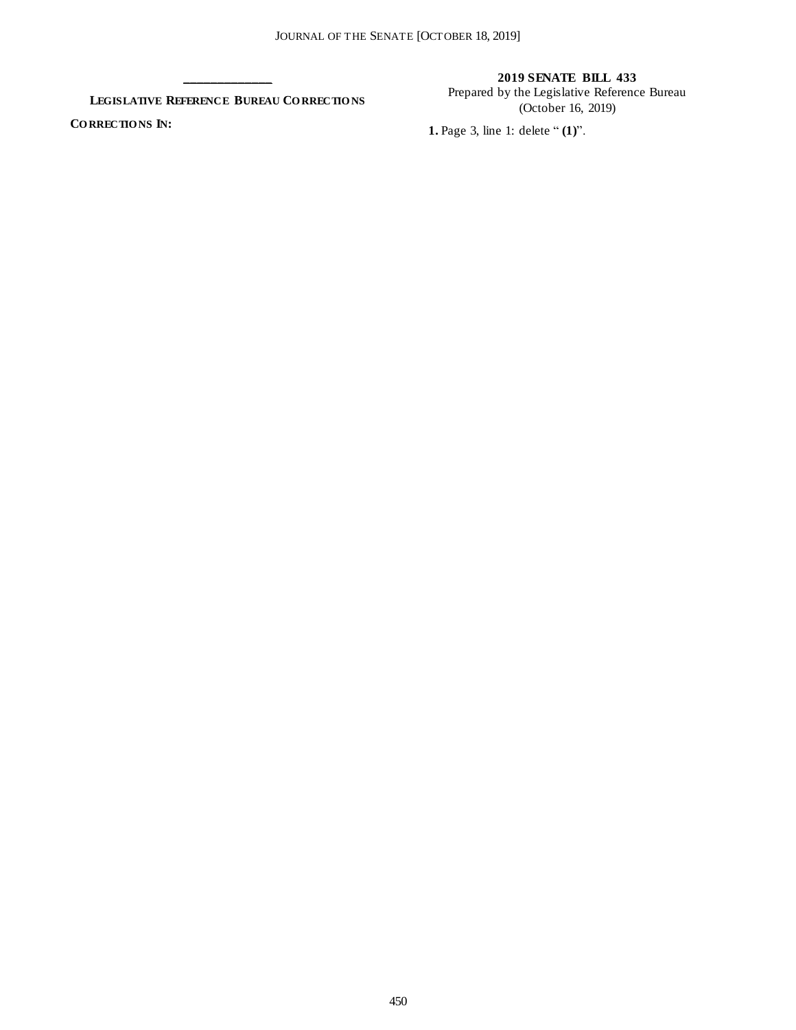## Legislative Reference Bureau Corrections

**Corrections In:**

**2019 SENATE BILL 433**

Prepared by the Legislative Reference Bureau
(October 16, 2019)

**1.** Page 3, line 1: delete " **(1)**".